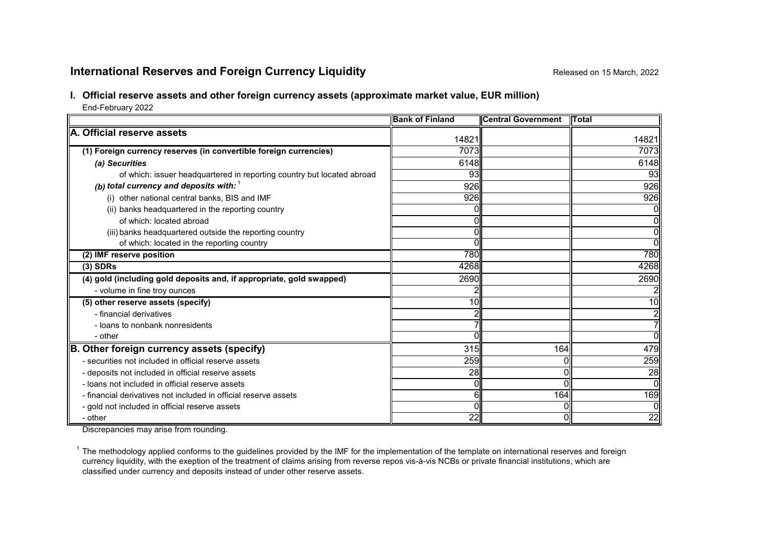## International Reserves and Foreign Currency Liquidity

Released on 15 March, 2022

### I. Official reserve assets and other foreign currency assets (approximate market value, EUR million)

End-February 2022

| | Bank of Finland | Central Government | Total |
|---|---|---|---|
| **A. Official reserve assets** | 14821 | | 14821 |
| **(1) Foreign currency reserves (in convertible foreign currencies)** | 7073 | | 7073 |
| ***(a) Securities*** | 6148 | | 6148 |
| of which: issuer headquartered in reporting country but located abroad | 93 | | 93 |
| ***(b) total currency and deposits with:*** [1] | 926 | | 926 |
| (i) other national central banks, BIS and IMF | 926 | | 926 |
| (ii) banks headquartered in the reporting country | 0 | | 0 |
| of which: located abroad | 0 | | 0 |
| (iii) banks headquartered outside the reporting country | 0 | | 0 |
| of which: located in the reporting country | 0 | | 0 |
| **(2) IMF reserve position** | 780 | | 780 |
| **(3) SDRs** | 4268 | | 4268 |
| **(4) gold (including gold deposits and, if appropriate, gold swapped)** | 2690 | | 2690 |
| - volume in fine troy ounces | 2 | | 2 |
| **(5) other reserve assets (specify)** | 10 | | 10 |
| - financial derivatives | 2 | | 2 |
| - loans to nonbank nonresidents | 7 | | 7 |
| - other | 0 | | 0 |
| **B. Other foreign currency assets (specify)** | 315 | 164 | 479 |
| - securities not included in official reserve assets | 259 | 0 | 259 |
| - deposits not included in official reserve assets | 28 | 0 | 28 |
| - loans not included in official reserve assets | 0 | 0 | 0 |
| - financial derivatives not included in official reserve assets | 6 | 164 | 169 |
| - gold not included in official reserve assets | 0 | 0 | 0 |
| - other | 22 | 0 | 22 |

Discrepancies may arise from rounding.

[1] The methodology applied conforms to the guidelines provided by the IMF for the implementation of the template on international reserves and foreign currency liquidity, with the exeption of the treatment of claims arising from reverse repos vis-à-vis NCBs or private financial institutions, which are classified under currency and deposits instead of under other reserve assets.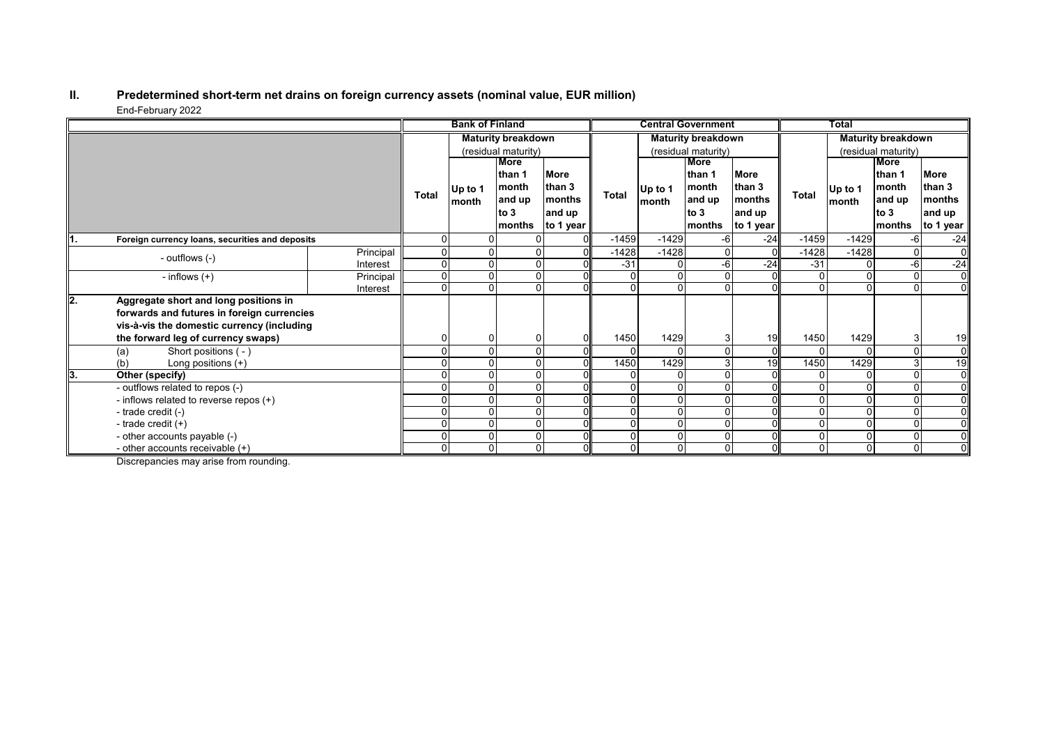## II. Predetermined short-term net drains on foreign currency assets (nominal value, EUR million)

End-February 2022

| | | Bank of Finland | | | | Central Government | | | | Total | | | |
|---|---|---|---|---|---|---|---|---|---|---|---|---|---|
| | | Total | Maturity breakdown (residual maturity) | | | Total | Maturity breakdown (residual maturity) | | | Total | Maturity breakdown (residual maturity) | | |
| | | | Up to 1 month | More than 1 month and up to 3 months | More than 3 months and up to 1 year | | Up to 1 month | More than 1 month and up to 3 months | More than 3 months and up to 1 year | | Up to 1 month | More than 1 month and up to 3 months | More than 3 months and up to 1 year |
| **1. Foreign currency loans, securities and deposits** | | 0 | 0 | 0 | 0 | -1459 | -1429 | -6 | -24 | -1459 | -1429 | -6 | -24 |
| - outflows (-) | Principal | 0 | 0 | 0 | 0 | -1428 | -1428 | 0 | 0 | -1428 | -1428 | 0 | 0 |
| | Interest | 0 | 0 | 0 | 0 | -31 | 0 | -6 | -24 | -31 | 0 | -6 | -24 |
| - inflows (+) | Principal | 0 | 0 | 0 | 0 | 0 | 0 | 0 | 0 | 0 | 0 | 0 | 0 |
| | Interest | 0 | 0 | 0 | 0 | 0 | 0 | 0 | 0 | 0 | 0 | 0 | 0 |
| **2. Aggregate short and long positions in forwards and futures in foreign currencies vis-à-vis the domestic currency (including the forward leg of currency swaps)** | | 0 | 0 | 0 | 0 | 1450 | 1429 | 3 | 19 | 1450 | 1429 | 3 | 19 |
| (a) Short positions ( - ) | | 0 | 0 | 0 | 0 | 0 | 0 | 0 | 0 | 0 | 0 | 0 | 0 |
| (b) Long positions (+) | | 0 | 0 | 0 | 0 | 1450 | 1429 | 3 | 19 | 1450 | 1429 | 3 | 19 |
| **3. Other (specify)** | | 0 | 0 | 0 | 0 | 0 | 0 | 0 | 0 | 0 | 0 | 0 | 0 |
| - outflows related to repos (-) | | 0 | 0 | 0 | 0 | 0 | 0 | 0 | 0 | 0 | 0 | 0 | 0 |
| - inflows related to reverse repos (+) | | 0 | 0 | 0 | 0 | 0 | 0 | 0 | 0 | 0 | 0 | 0 | 0 |
| - trade credit (-) | | 0 | 0 | 0 | 0 | 0 | 0 | 0 | 0 | 0 | 0 | 0 | 0 |
| - trade credit (+) | | 0 | 0 | 0 | 0 | 0 | 0 | 0 | 0 | 0 | 0 | 0 | 0 |
| - other accounts payable (-) | | 0 | 0 | 0 | 0 | 0 | 0 | 0 | 0 | 0 | 0 | 0 | 0 |
| - other accounts receivable (+) | | 0 | 0 | 0 | 0 | 0 | 0 | 0 | 0 | 0 | 0 | 0 | 0 |

Discrepancies may arise from rounding.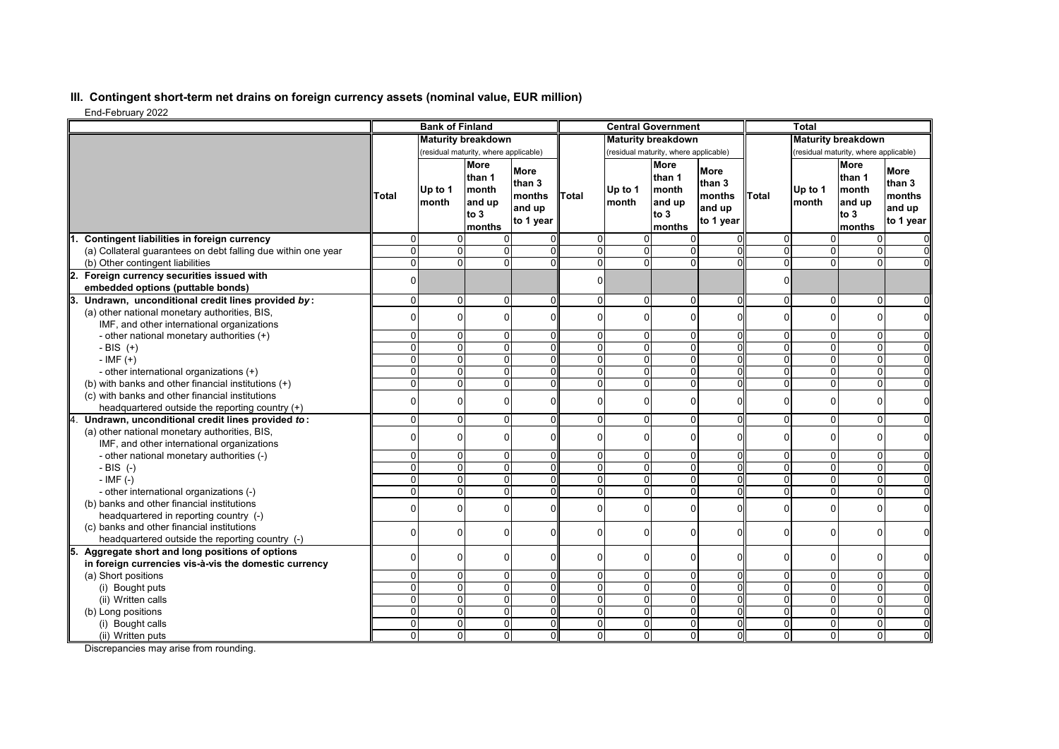## III. Contingent short-term net drains on foreign currency assets (nominal value, EUR million)

End-February 2022

| | Bank of Finland | | | | Central Government | | | | Total | | | |
|---|---|---|---|---|---|---|---|---|---|---|---|---|
| | | Maturity breakdown (residual maturity, where applicable) | | | | Maturity breakdown (residual maturity, where applicable) | | | | Maturity breakdown (residual maturity, where applicable) | | |
| | Total | Up to 1 month | More than 1 month and up to 3 months | More than 3 months and up to 1 year | Total | Up to 1 month | More than 1 month and up to 3 months | More than 3 months and up to 1 year | Total | Up to 1 month | More than 1 month and up to 3 months | More than 3 months and up to 1 year |
| **1. Contingent liabilities in foreign currency** | 0 | 0 | 0 | 0 | 0 | 0 | 0 | 0 | 0 | 0 | 0 | 0 |
| (a) Collateral guarantees on debt falling due within one year | 0 | 0 | 0 | 0 | 0 | 0 | 0 | 0 | 0 | 0 | 0 | 0 |
| (b) Other contingent liabilities | 0 | 0 | 0 | 0 | 0 | 0 | 0 | 0 | 0 | 0 | 0 | 0 |
| **2. Foreign currency securities issued with embedded options (puttable bonds)** | 0 | | | | 0 | | | | 0 | | | |
| **3. Undrawn, unconditional credit lines provided *by*:** | 0 | 0 | 0 | 0 | 0 | 0 | 0 | 0 | 0 | 0 | 0 | 0 |
| (a) other national monetary authorities, BIS, IMF, and other international organizations | 0 | 0 | 0 | 0 | 0 | 0 | 0 | 0 | 0 | 0 | 0 | 0 |
| - other national monetary authorities (+) | 0 | 0 | 0 | 0 | 0 | 0 | 0 | 0 | 0 | 0 | 0 | 0 |
| - BIS (+) | 0 | 0 | 0 | 0 | 0 | 0 | 0 | 0 | 0 | 0 | 0 | 0 |
| - IMF (+) | 0 | 0 | 0 | 0 | 0 | 0 | 0 | 0 | 0 | 0 | 0 | 0 |
| - other international organizations (+) | 0 | 0 | 0 | 0 | 0 | 0 | 0 | 0 | 0 | 0 | 0 | 0 |
| (b) with banks and other financial institutions (+) | 0 | 0 | 0 | 0 | 0 | 0 | 0 | 0 | 0 | 0 | 0 | 0 |
| (c) with banks and other financial institutions headquartered outside the reporting country (+) | 0 | 0 | 0 | 0 | 0 | 0 | 0 | 0 | 0 | 0 | 0 | 0 |
| **4. Undrawn, unconditional credit lines provided *to*:** | 0 | 0 | 0 | 0 | 0 | 0 | 0 | 0 | 0 | 0 | 0 | 0 |
| (a) other national monetary authorities, BIS, IMF, and other international organizations | 0 | 0 | 0 | 0 | 0 | 0 | 0 | 0 | 0 | 0 | 0 | 0 |
| - other national monetary authorities (-) | 0 | 0 | 0 | 0 | 0 | 0 | 0 | 0 | 0 | 0 | 0 | 0 |
| - BIS (-) | 0 | 0 | 0 | 0 | 0 | 0 | 0 | 0 | 0 | 0 | 0 | 0 |
| - IMF (-) | 0 | 0 | 0 | 0 | 0 | 0 | 0 | 0 | 0 | 0 | 0 | 0 |
| - other international organizations (-) | 0 | 0 | 0 | 0 | 0 | 0 | 0 | 0 | 0 | 0 | 0 | 0 |
| (b) banks and other financial institutions headquartered in reporting country (-) | 0 | 0 | 0 | 0 | 0 | 0 | 0 | 0 | 0 | 0 | 0 | 0 |
| (c) banks and other financial institutions headquartered outside the reporting country (-) | 0 | 0 | 0 | 0 | 0 | 0 | 0 | 0 | 0 | 0 | 0 | 0 |
| **5. Aggregate short and long positions of options in foreign currencies vis-à-vis the domestic currency** | 0 | 0 | 0 | 0 | 0 | 0 | 0 | 0 | 0 | 0 | 0 | 0 |
| (a) Short positions | 0 | 0 | 0 | 0 | 0 | 0 | 0 | 0 | 0 | 0 | 0 | 0 |
| (i) Bought puts | 0 | 0 | 0 | 0 | 0 | 0 | 0 | 0 | 0 | 0 | 0 | 0 |
| (ii) Written calls | 0 | 0 | 0 | 0 | 0 | 0 | 0 | 0 | 0 | 0 | 0 | 0 |
| (b) Long positions | 0 | 0 | 0 | 0 | 0 | 0 | 0 | 0 | 0 | 0 | 0 | 0 |
| (i) Bought calls | 0 | 0 | 0 | 0 | 0 | 0 | 0 | 0 | 0 | 0 | 0 | 0 |
| (ii) Written puts | 0 | 0 | 0 | 0 | 0 | 0 | 0 | 0 | 0 | 0 | 0 | 0 |

Discrepancies may arise from rounding.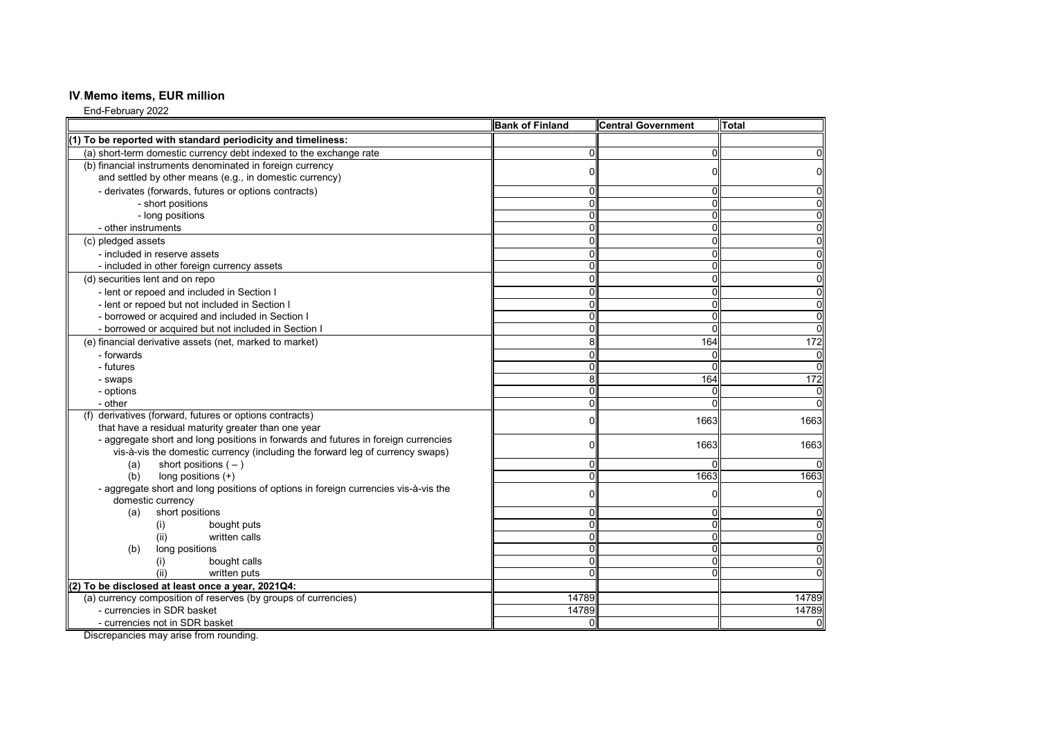## IV. Memo items, EUR million

End-February 2022

| | Bank of Finland | Central Government | Total |
|---|---|---|---|
| **(1) To be reported with standard periodicity and timeliness:** | | | |
| (a) short-term domestic currency debt indexed to the exchange rate | 0 | 0 | 0 |
| (b) financial instruments denominated in foreign currency and settled by other means (e.g., in domestic currency) | 0 | 0 | 0 |
| - derivates (forwards, futures or options contracts) | 0 | 0 | 0 |
| - short positions | 0 | 0 | 0 |
| - long positions | 0 | 0 | 0 |
| - other instruments | 0 | 0 | 0 |
| (c) pledged assets | 0 | 0 | 0 |
| - included in reserve assets | 0 | 0 | 0 |
| - included in other foreign currency assets | 0 | 0 | 0 |
| (d) securities lent and on repo | 0 | 0 | 0 |
| - lent or repoed and included in Section I | 0 | 0 | 0 |
| - lent or repoed but not included in Section I | 0 | 0 | 0 |
| - borrowed or acquired and included in Section I | 0 | 0 | 0 |
| - borrowed or acquired but not included in Section I | 0 | 0 | 0 |
| (e) financial derivative assets (net, marked to market) | 8 | 164 | 172 |
| - forwards | 0 | 0 | 0 |
| - futures | 0 | 0 | 0 |
| - swaps | 8 | 164 | 172 |
| - options | 0 | 0 | 0 |
| - other | 0 | 0 | 0 |
| (f) derivatives (forward, futures or options contracts) that have a residual maturity greater than one year | 0 | 1663 | 1663 |
| - aggregate short and long positions in forwards and futures in foreign currencies vis-à-vis the domestic currency (including the forward leg of currency swaps) | 0 | 1663 | 1663 |
| (a) short positions ( – ) | 0 | 0 | 0 |
| (b) long positions (+) | 0 | 1663 | 1663 |
| - aggregate short and long positions of options in foreign currencies vis-à-vis the domestic currency | 0 | 0 | 0 |
| (a) short positions | 0 | 0 | 0 |
| (i) bought puts | 0 | 0 | 0 |
| (ii) written calls | 0 | 0 | 0 |
| (b) long positions | 0 | 0 | 0 |
| (i) bought calls | 0 | 0 | 0 |
| (ii) written puts | 0 | 0 | 0 |
| **(2) To be disclosed at least once a year, 2021Q4:** | | | |
| (a) currency composition of reserves (by groups of currencies) | 14789 | | 14789 |
| - currencies in SDR basket | 14789 | | 14789 |
| - currencies not in SDR basket | 0 | | 0 |

Discrepancies may arise from rounding.